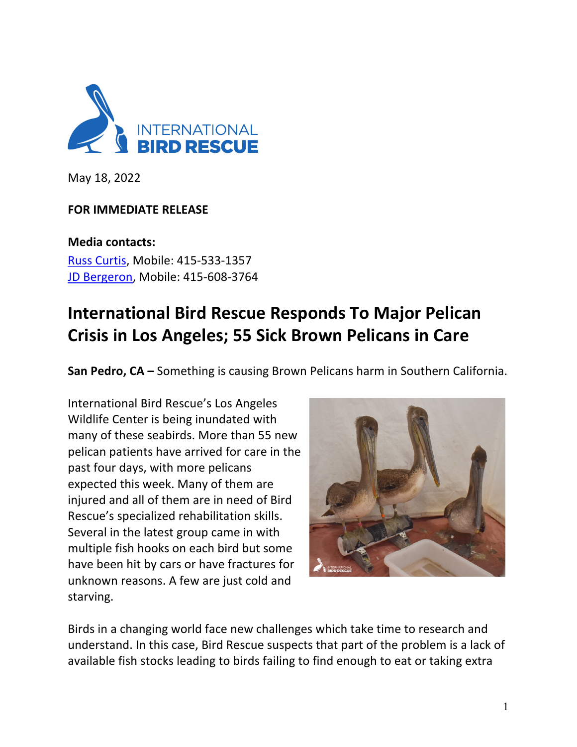May 18, 2022

**FOR IMMEDIATE RELEASE**

**Media contacts:**
Russ Curtis, Mobile: 415-533-1357
JD Bergeron, Mobile: 415-608-3764

# International Bird Rescue Responds To Major Pelican Crisis in Los Angeles; 55 Sick Brown Pelicans in Care

**San Pedro, CA –** Something is causing Brown Pelicans harm in Southern California.

International Bird Rescue's Los Angeles Wildlife Center is being inundated with many of these seabirds. More than 55 new pelican patients have arrived for care in the past four days, with more pelicans expected this week. Many of them are injured and all of them are in need of Bird Rescue's specialized rehabilitation skills. Several in the latest group came in with multiple fish hooks on each bird but some have been hit by cars or have fractures for unknown reasons. A few are just cold and starving.

Birds in a changing world face new challenges which take time to research and understand. In this case, Bird Rescue suspects that part of the problem is a lack of available fish stocks leading to birds failing to find enough to eat or taking extra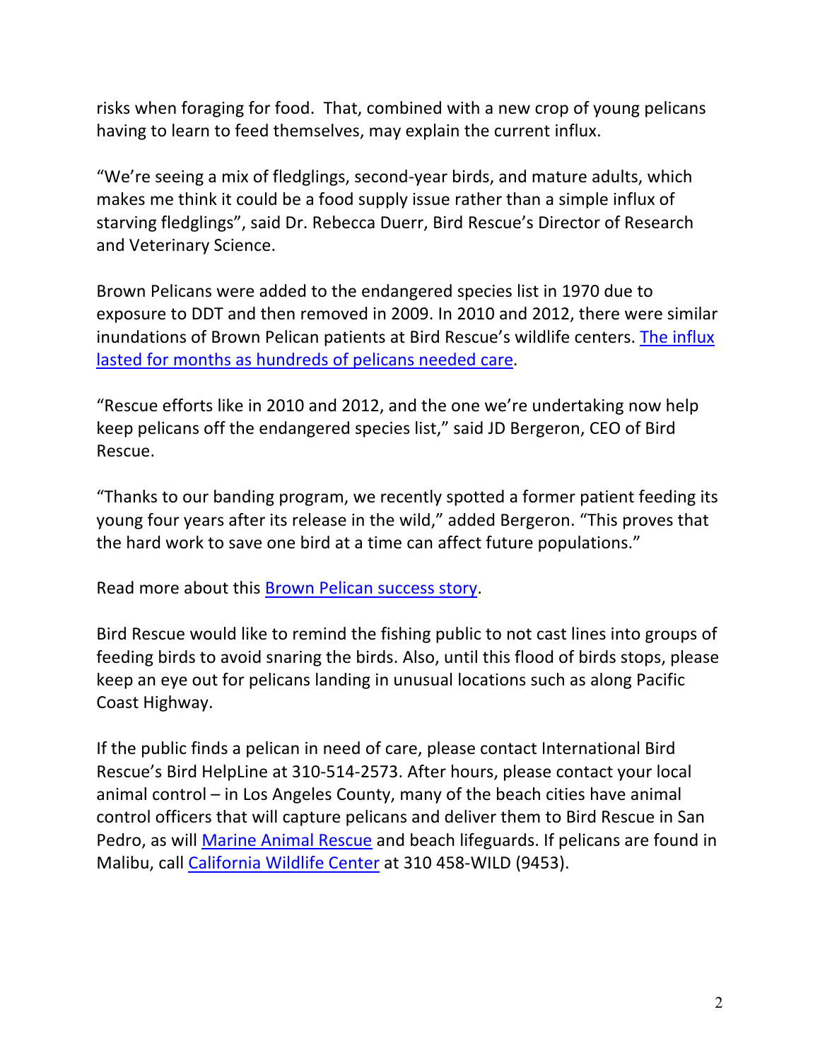risks when foraging for food. That, combined with a new crop of young pelicans having to learn to feed themselves, may explain the current influx.

"We're seeing a mix of fledglings, second-year birds, and mature adults, which makes me think it could be a food supply issue rather than a simple influx of starving fledglings", said Dr. Rebecca Duerr, Bird Rescue's Director of Research and Veterinary Science.

Brown Pelicans were added to the endangered species list in 1970 due to exposure to DDT and then removed in 2009. In 2010 and 2012, there were similar inundations of Brown Pelican patients at Bird Rescue's wildlife centers. The influx lasted for months as hundreds of pelicans needed care.

"Rescue efforts like in 2010 and 2012, and the one we're undertaking now help keep pelicans off the endangered species list," said JD Bergeron, CEO of Bird Rescue.

"Thanks to our banding program, we recently spotted a former patient feeding its young four years after its release in the wild," added Bergeron. "This proves that the hard work to save one bird at a time can affect future populations."

Read more about this Brown Pelican success story.

Bird Rescue would like to remind the fishing public to not cast lines into groups of feeding birds to avoid snaring the birds. Also, until this flood of birds stops, please keep an eye out for pelicans landing in unusual locations such as along Pacific Coast Highway.

If the public finds a pelican in need of care, please contact International Bird Rescue's Bird HelpLine at 310-514-2573. After hours, please contact your local animal control – in Los Angeles County, many of the beach cities have animal control officers that will capture pelicans and deliver them to Bird Rescue in San Pedro, as will Marine Animal Rescue and beach lifeguards. If pelicans are found in Malibu, call California Wildlife Center at 310 458-WILD (9453).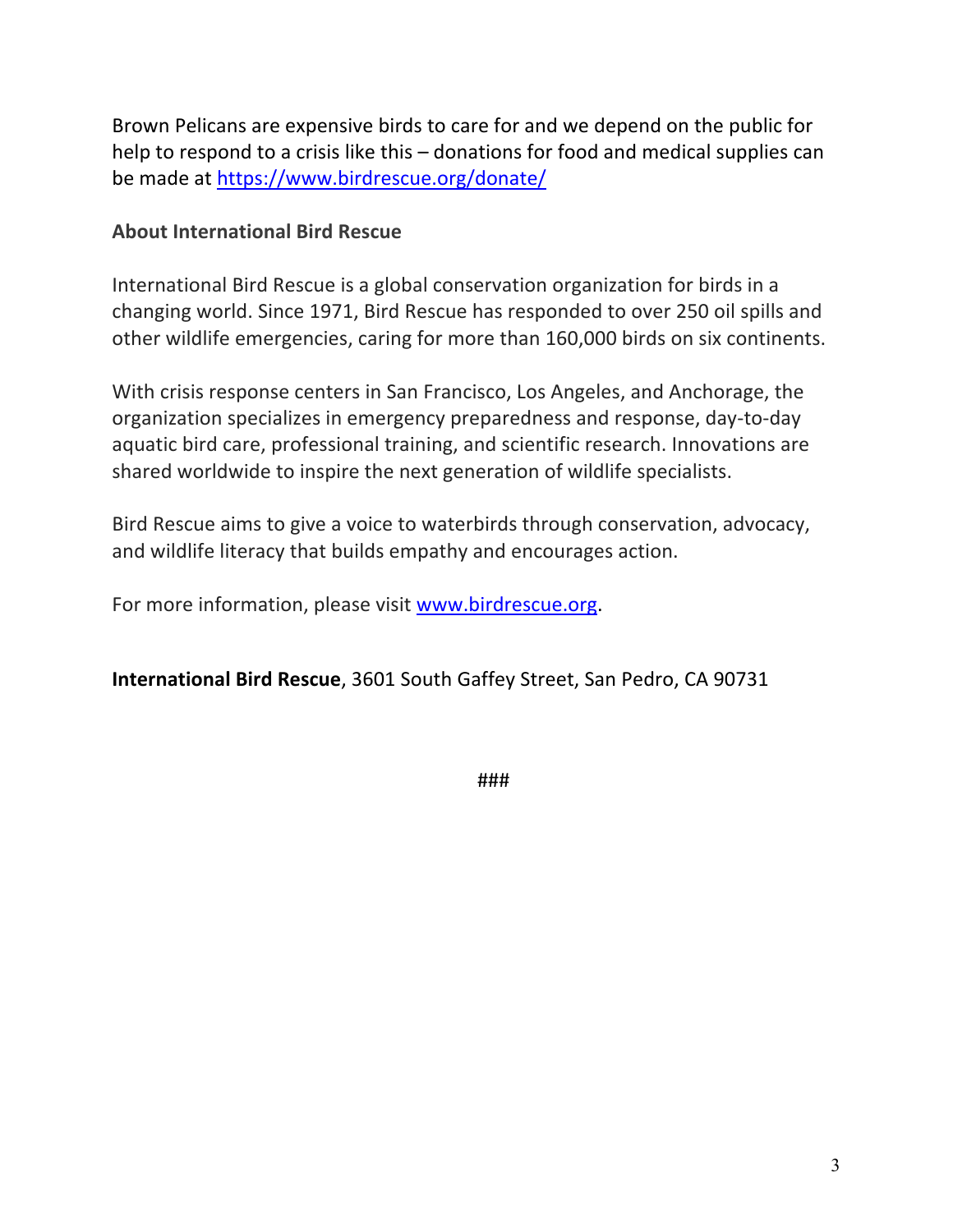Brown Pelicans are expensive birds to care for and we depend on the public for help to respond to a crisis like this – donations for food and medical supplies can be made at https://www.birdrescue.org/donate/

**About International Bird Rescue**

International Bird Rescue is a global conservation organization for birds in a changing world. Since 1971, Bird Rescue has responded to over 250 oil spills and other wildlife emergencies, caring for more than 160,000 birds on six continents.

With crisis response centers in San Francisco, Los Angeles, and Anchorage, the organization specializes in emergency preparedness and response, day-to-day aquatic bird care, professional training, and scientific research. Innovations are shared worldwide to inspire the next generation of wildlife specialists.

Bird Rescue aims to give a voice to waterbirds through conservation, advocacy, and wildlife literacy that builds empathy and encourages action.

For more information, please visit www.birdrescue.org.

**International Bird Rescue**, 3601 South Gaffey Street, San Pedro, CA 90731

###